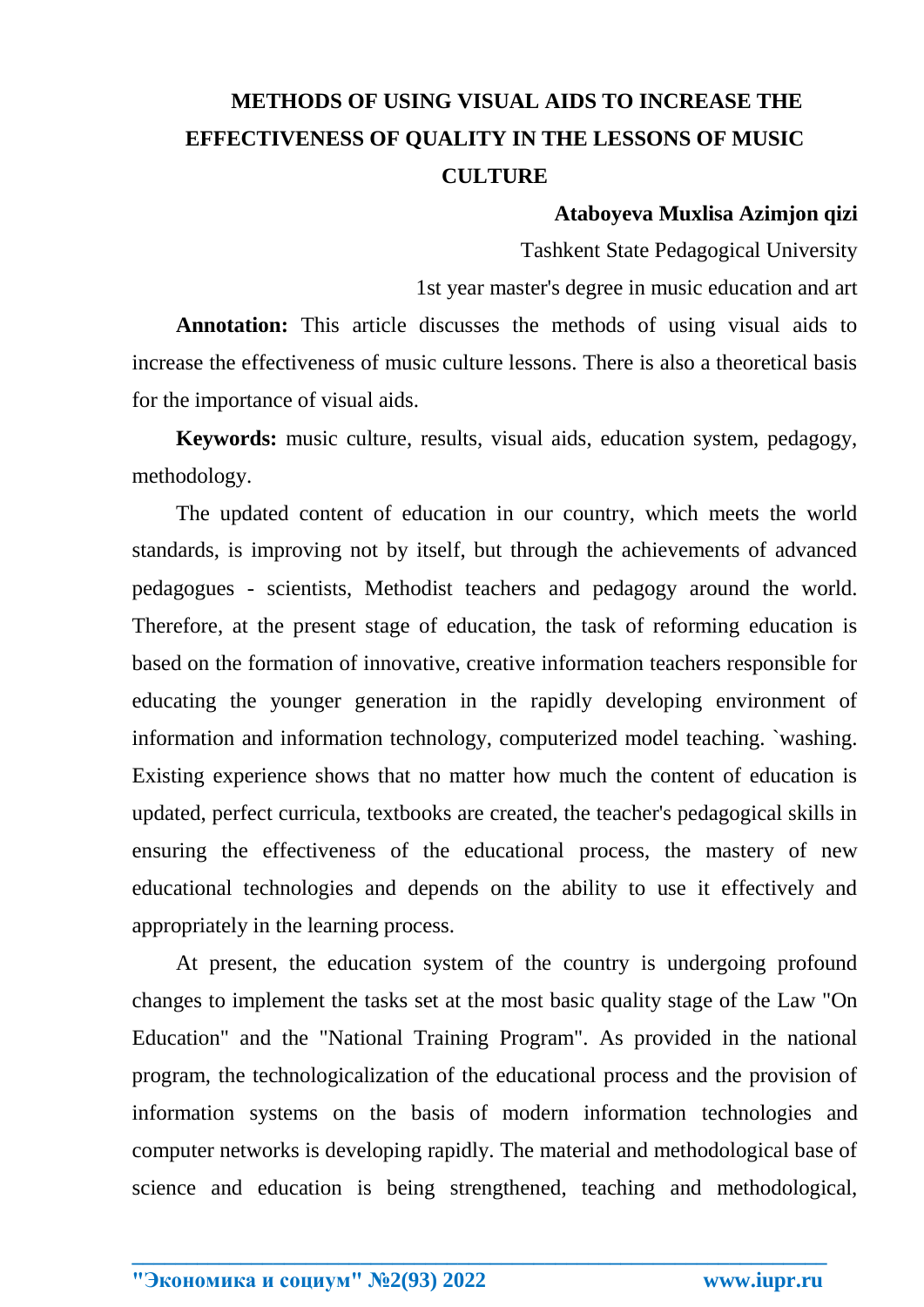# METHODS OF USING VISUAL AIDS TO INCREASE THE EFFECTIVENESS OF QUALITY IN THE LESSONS OF MUSIC CULTURE

**Ataboyeva Muxlisa Azimjon qizi**

Tashkent State Pedagogical University

1st year master's degree in music education and art

**Annotation:** This article discusses the methods of using visual aids to increase the effectiveness of music culture lessons. There is also a theoretical basis for the importance of visual aids.

**Keywords:** music culture, results, visual aids, education system, pedagogy, methodology.

The updated content of education in our country, which meets the world standards, is improving not by itself, but through the achievements of advanced pedagogues - scientists, Methodist teachers and pedagogy around the world. Therefore, at the present stage of education, the task of reforming education is based on the formation of innovative, creative information teachers responsible for educating the younger generation in the rapidly developing environment of information and information technology, computerized model teaching. `washing. Existing experience shows that no matter how much the content of education is updated, perfect curricula, textbooks are created, the teacher's pedagogical skills in ensuring the effectiveness of the educational process, the mastery of new educational technologies and depends on the ability to use it effectively and appropriately in the learning process.

At present, the education system of the country is undergoing profound changes to implement the tasks set at the most basic quality stage of the Law "On Education" and the "National Training Program". As provided in the national program, the technologicalization of the educational process and the provision of information systems on the basis of modern information technologies and computer networks is developing rapidly. The material and methodological base of science and education is being strengthened, teaching and methodological,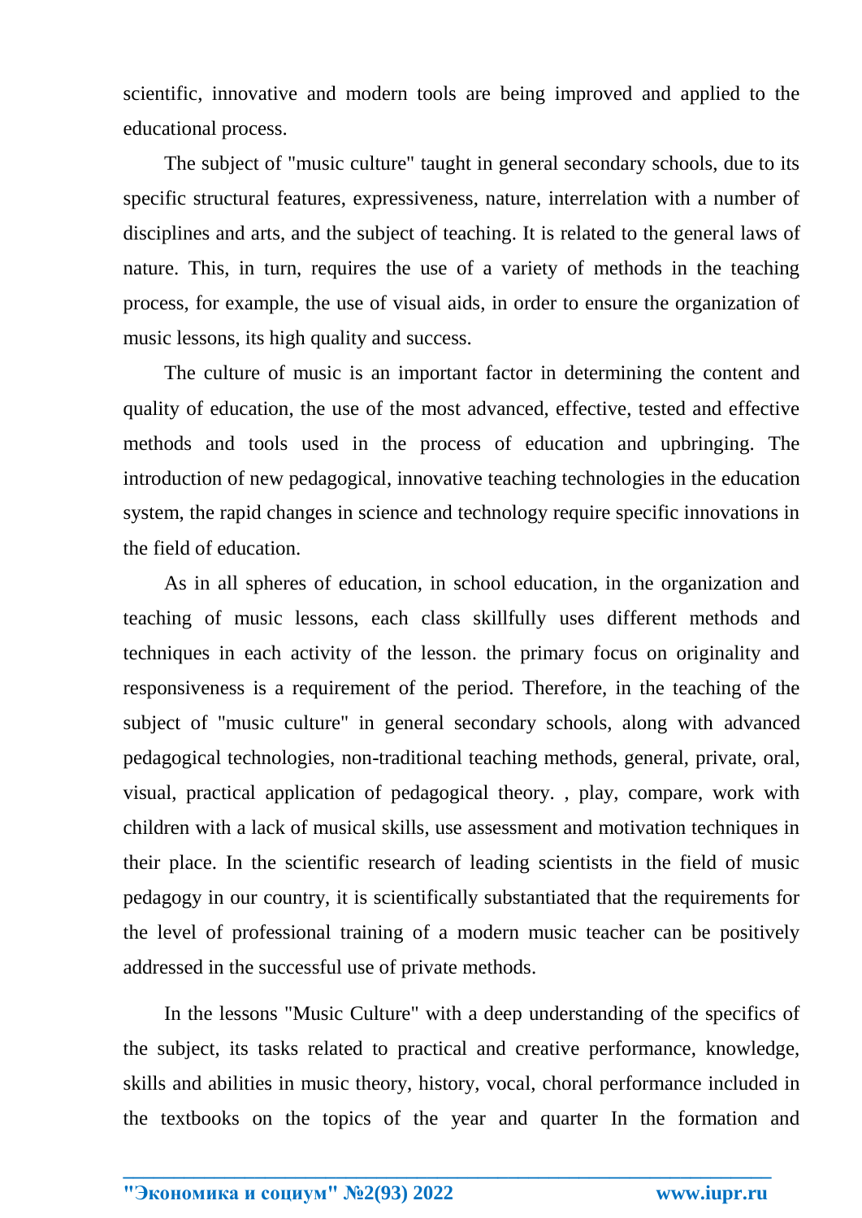scientific, innovative and modern tools are being improved and applied to the educational process.

The subject of "music culture" taught in general secondary schools, due to its specific structural features, expressiveness, nature, interrelation with a number of disciplines and arts, and the subject of teaching. It is related to the general laws of nature. This, in turn, requires the use of a variety of methods in the teaching process, for example, the use of visual aids, in order to ensure the organization of music lessons, its high quality and success.

The culture of music is an important factor in determining the content and quality of education, the use of the most advanced, effective, tested and effective methods and tools used in the process of education and upbringing. The introduction of new pedagogical, innovative teaching technologies in the education system, the rapid changes in science and technology require specific innovations in the field of education.

As in all spheres of education, in school education, in the organization and teaching of music lessons, each class skillfully uses different methods and techniques in each activity of the lesson. the primary focus on originality and responsiveness is a requirement of the period. Therefore, in the teaching of the subject of "music culture" in general secondary schools, along with advanced pedagogical technologies, non-traditional teaching methods, general, private, oral, visual, practical application of pedagogical theory. , play, compare, work with children with a lack of musical skills, use assessment and motivation techniques in their place. In the scientific research of leading scientists in the field of music pedagogy in our country, it is scientifically substantiated that the requirements for the level of professional training of a modern music teacher can be positively addressed in the successful use of private methods.

In the lessons "Music Culture" with a deep understanding of the specifics of the subject, its tasks related to practical and creative performance, knowledge, skills and abilities in music theory, history, vocal, choral performance included in the textbooks on the topics of the year and quarter In the formation and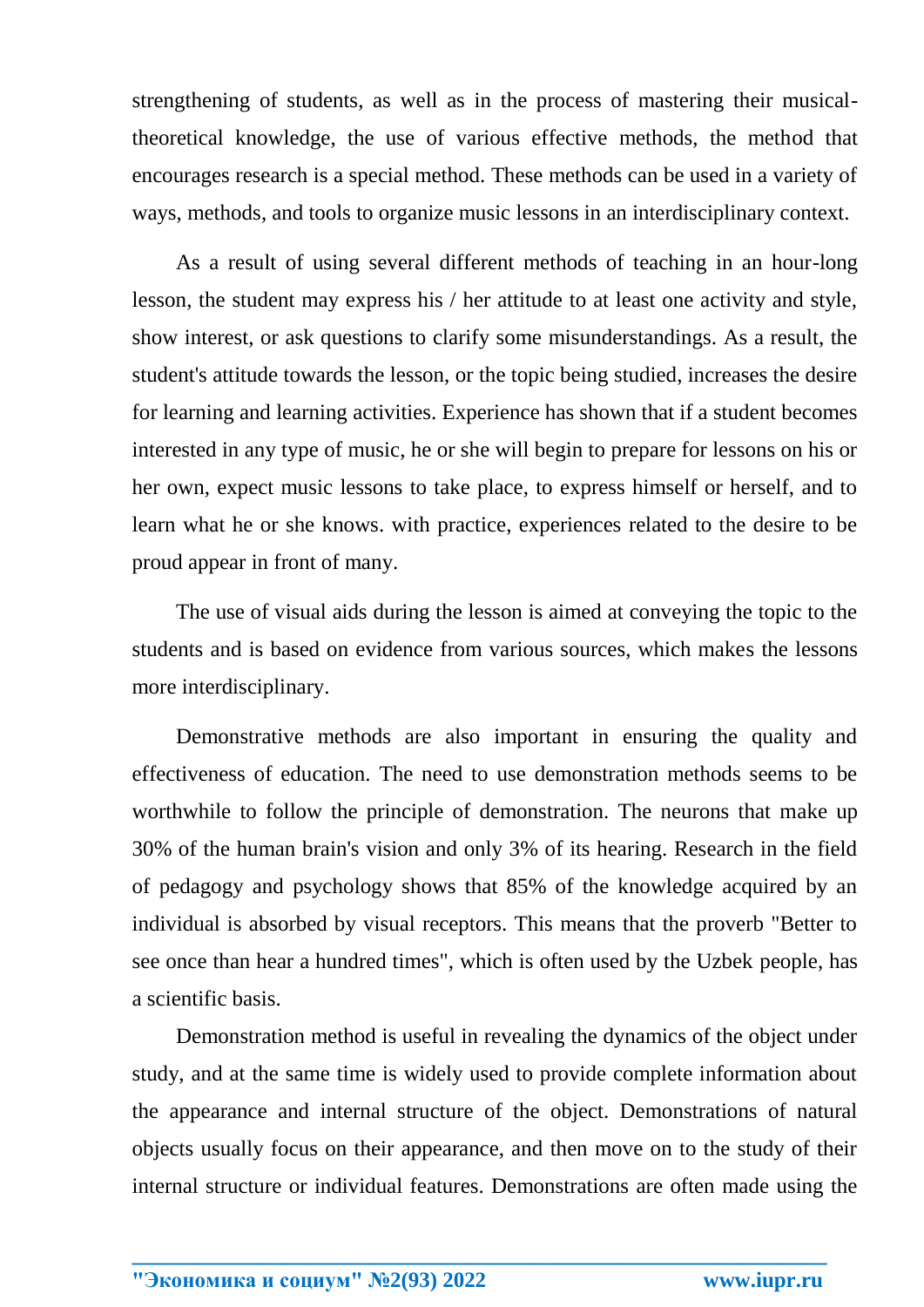strengthening of students, as well as in the process of mastering their musical-theoretical knowledge, the use of various effective methods, the method that encourages research is a special method. These methods can be used in a variety of ways, methods, and tools to organize music lessons in an interdisciplinary context.

As a result of using several different methods of teaching in an hour-long lesson, the student may express his / her attitude to at least one activity and style, show interest, or ask questions to clarify some misunderstandings. As a result, the student's attitude towards the lesson, or the topic being studied, increases the desire for learning and learning activities. Experience has shown that if a student becomes interested in any type of music, he or she will begin to prepare for lessons on his or her own, expect music lessons to take place, to express himself or herself, and to learn what he or she knows. with practice, experiences related to the desire to be proud appear in front of many.

The use of visual aids during the lesson is aimed at conveying the topic to the students and is based on evidence from various sources, which makes the lessons more interdisciplinary.

Demonstrative methods are also important in ensuring the quality and effectiveness of education. The need to use demonstration methods seems to be worthwhile to follow the principle of demonstration. The neurons that make up 30% of the human brain's vision and only 3% of its hearing. Research in the field of pedagogy and psychology shows that 85% of the knowledge acquired by an individual is absorbed by visual receptors. This means that the proverb "Better to see once than hear a hundred times", which is often used by the Uzbek people, has a scientific basis.

Demonstration method is useful in revealing the dynamics of the object under study, and at the same time is widely used to provide complete information about the appearance and internal structure of the object. Demonstrations of natural objects usually focus on their appearance, and then move on to the study of their internal structure or individual features. Demonstrations are often made using the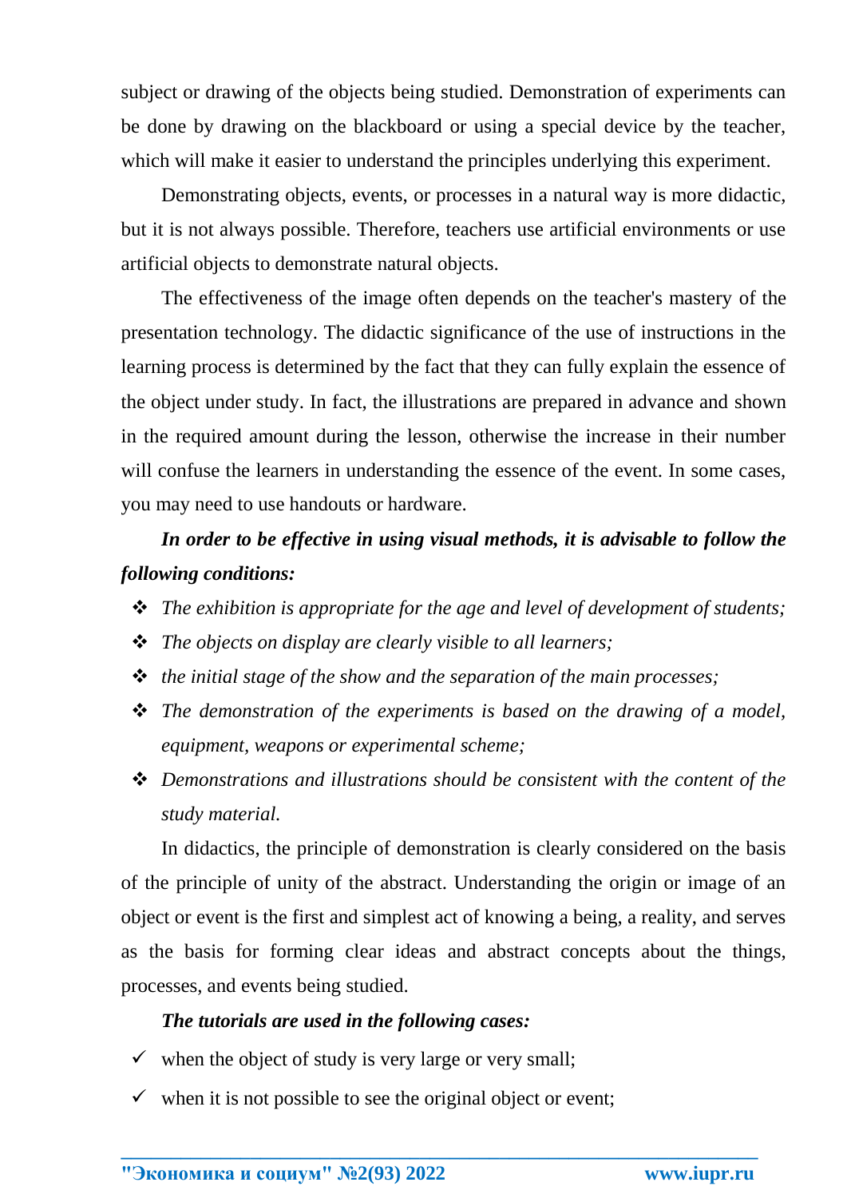subject or drawing of the objects being studied. Demonstration of experiments can be done by drawing on the blackboard or using a special device by the teacher, which will make it easier to understand the principles underlying this experiment.

Demonstrating objects, events, or processes in a natural way is more didactic, but it is not always possible. Therefore, teachers use artificial environments or use artificial objects to demonstrate natural objects.

The effectiveness of the image often depends on the teacher's mastery of the presentation technology. The didactic significance of the use of instructions in the learning process is determined by the fact that they can fully explain the essence of the object under study. In fact, the illustrations are prepared in advance and shown in the required amount during the lesson, otherwise the increase in their number will confuse the learners in understanding the essence of the event. In some cases, you may need to use handouts or hardware.

***In order to be effective in using visual methods, it is advisable to follow the following conditions:***

- *The exhibition is appropriate for the age and level of development of students;*
- *The objects on display are clearly visible to all learners;*
- *the initial stage of the show and the separation of the main processes;*
- *The demonstration of the experiments is based on the drawing of a model, equipment, weapons or experimental scheme;*
- *Demonstrations and illustrations should be consistent with the content of the study material.*

In didactics, the principle of demonstration is clearly considered on the basis of the principle of unity of the abstract. Understanding the origin or image of an object or event is the first and simplest act of knowing a being, a reality, and serves as the basis for forming clear ideas and abstract concepts about the things, processes, and events being studied.

***The tutorials are used in the following cases:***

- ✓ when the object of study is very large or very small;
- ✓ when it is not possible to see the original object or event;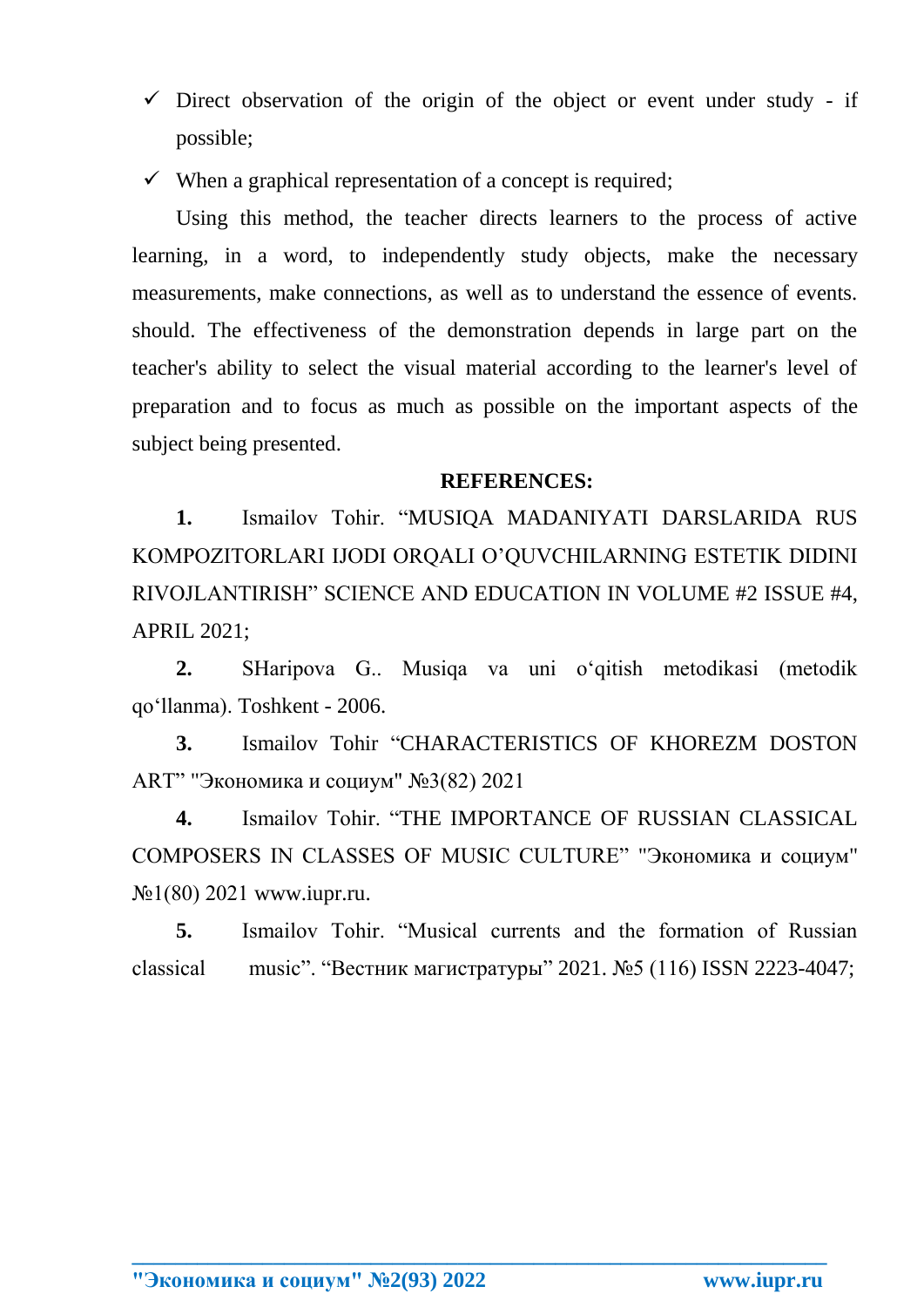- ✓ Direct observation of the origin of the object or event under study - if possible;
- ✓ When a graphical representation of a concept is required;

Using this method, the teacher directs learners to the process of active learning, in a word, to independently study objects, make the necessary measurements, make connections, as well as to understand the essence of events. should. The effectiveness of the demonstration depends in large part on the teacher's ability to select the visual material according to the learner's level of preparation and to focus as much as possible on the important aspects of the subject being presented.

**REFERENCES:**

1. Ismailov Tohir. “MUSIQA MADANIYATI DARSLARIDA RUS KOMPOZITORLARI IJODI ORQALI O’QUVCHILARNING ESTETIK DIDINI RIVOJLANTIRISH” SCIENCE AND EDUCATION IN VOLUME #2 ISSUE #4, APRIL 2021;
2. SHaripova G.. Musiqa va uni o‘qitish metodikasi (metodik qo‘llanma). Toshkent - 2006.
3. Ismailov Tohir “CHARACTERISTICS OF KHOREZM DOSTON ART” "Экономика и социум" №3(82) 2021
4. Ismailov Tohir. “THE IMPORTANCE OF RUSSIAN CLASSICAL COMPOSERS IN CLASSES OF MUSIC CULTURE” "Экономика и социум" №1(80) 2021 www.iupr.ru.
5. Ismailov Tohir. “Musical currents and the formation of Russian classical music”. “Вестник магистратуры” 2021. №5 (116) ISSN 2223-4047;